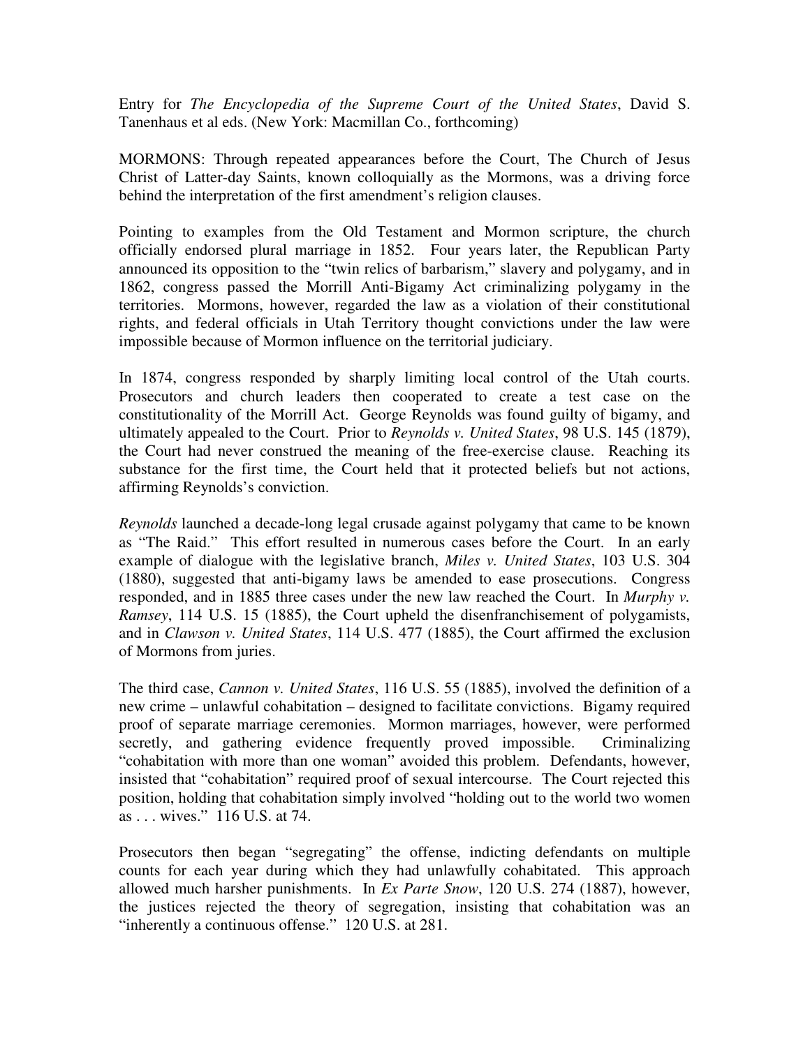Entry for *The Encyclopedia of the Supreme Court of the United States*, David S. Tanenhaus et al eds. (New York: Macmillan Co., forthcoming)

MORMONS: Through repeated appearances before the Court, The Church of Jesus Christ of Latter-day Saints, known colloquially as the Mormons, was a driving force behind the interpretation of the first amendment's religion clauses.

Pointing to examples from the Old Testament and Mormon scripture, the church officially endorsed plural marriage in 1852. Four years later, the Republican Party announced its opposition to the "twin relics of barbarism," slavery and polygamy, and in 1862, congress passed the Morrill Anti-Bigamy Act criminalizing polygamy in the territories. Mormons, however, regarded the law as a violation of their constitutional rights, and federal officials in Utah Territory thought convictions under the law were impossible because of Mormon influence on the territorial judiciary.

In 1874, congress responded by sharply limiting local control of the Utah courts. Prosecutors and church leaders then cooperated to create a test case on the constitutionality of the Morrill Act. George Reynolds was found guilty of bigamy, and ultimately appealed to the Court. Prior to *Reynolds v. United States*, 98 U.S. 145 (1879), the Court had never construed the meaning of the free-exercise clause. Reaching its substance for the first time, the Court held that it protected beliefs but not actions, affirming Reynolds's conviction.

*Reynolds* launched a decade-long legal crusade against polygamy that came to be known as "The Raid." This effort resulted in numerous cases before the Court. In an early example of dialogue with the legislative branch, *Miles v. United States*, 103 U.S. 304 (1880), suggested that anti-bigamy laws be amended to ease prosecutions. Congress responded, and in 1885 three cases under the new law reached the Court. In *Murphy v. Ramsey*, 114 U.S. 15 (1885), the Court upheld the disenfranchisement of polygamists, and in *Clawson v. United States*, 114 U.S. 477 (1885), the Court affirmed the exclusion of Mormons from juries.

The third case, *Cannon v. United States*, 116 U.S. 55 (1885), involved the definition of a new crime – unlawful cohabitation – designed to facilitate convictions. Bigamy required proof of separate marriage ceremonies. Mormon marriages, however, were performed secretly, and gathering evidence frequently proved impossible. Criminalizing "cohabitation with more than one woman" avoided this problem. Defendants, however, insisted that "cohabitation" required proof of sexual intercourse. The Court rejected this position, holding that cohabitation simply involved "holding out to the world two women as . . . wives." 116 U.S. at 74.

Prosecutors then began "segregating" the offense, indicting defendants on multiple counts for each year during which they had unlawfully cohabitated. This approach allowed much harsher punishments. In *Ex Parte Snow*, 120 U.S. 274 (1887), however, the justices rejected the theory of segregation, insisting that cohabitation was an "inherently a continuous offense." 120 U.S. at 281.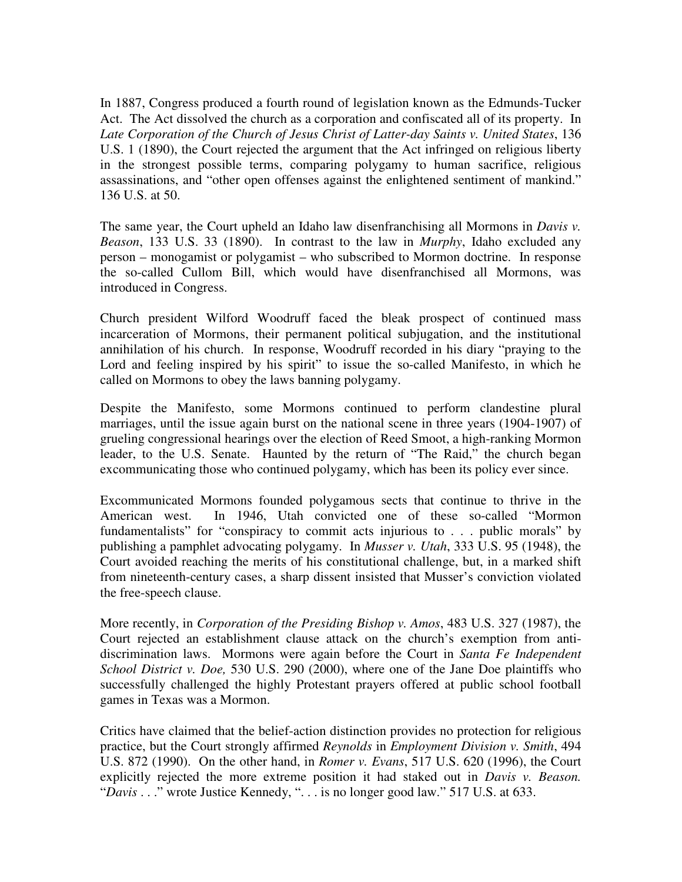In 1887, Congress produced a fourth round of legislation known as the Edmunds-Tucker Act. The Act dissolved the church as a corporation and confiscated all of its property. In *Late Corporation of the Church of Jesus Christ of Latter-day Saints v. United States*, 136 U.S. 1 (1890), the Court rejected the argument that the Act infringed on religious liberty in the strongest possible terms, comparing polygamy to human sacrifice, religious assassinations, and "other open offenses against the enlightened sentiment of mankind." 136 U.S. at 50.

The same year, the Court upheld an Idaho law disenfranchising all Mormons in *Davis v. Beason*, 133 U.S. 33 (1890). In contrast to the law in *Murphy*, Idaho excluded any person – monogamist or polygamist – who subscribed to Mormon doctrine. In response the so-called Cullom Bill, which would have disenfranchised all Mormons, was introduced in Congress.

Church president Wilford Woodruff faced the bleak prospect of continued mass incarceration of Mormons, their permanent political subjugation, and the institutional annihilation of his church. In response, Woodruff recorded in his diary "praying to the Lord and feeling inspired by his spirit" to issue the so-called Manifesto, in which he called on Mormons to obey the laws banning polygamy.

Despite the Manifesto, some Mormons continued to perform clandestine plural marriages, until the issue again burst on the national scene in three years (1904-1907) of grueling congressional hearings over the election of Reed Smoot, a high-ranking Mormon leader, to the U.S. Senate. Haunted by the return of "The Raid," the church began excommunicating those who continued polygamy, which has been its policy ever since.

Excommunicated Mormons founded polygamous sects that continue to thrive in the American west. In 1946, Utah convicted one of these so-called "Mormon fundamentalists" for "conspiracy to commit acts injurious to . . . public morals" by publishing a pamphlet advocating polygamy. In *Musser v. Utah*, 333 U.S. 95 (1948), the Court avoided reaching the merits of his constitutional challenge, but, in a marked shift from nineteenth-century cases, a sharp dissent insisted that Musser's conviction violated the free-speech clause.

More recently, in *Corporation of the Presiding Bishop v. Amos*, 483 U.S. 327 (1987), the Court rejected an establishment clause attack on the church's exemption from anti-discrimination laws. Mormons were again before the Court in *Santa Fe Independent School District v. Doe,* 530 U.S. 290 (2000), where one of the Jane Doe plaintiffs who successfully challenged the highly Protestant prayers offered at public school football games in Texas was a Mormon.

Critics have claimed that the belief-action distinction provides no protection for religious practice, but the Court strongly affirmed *Reynolds* in *Employment Division v. Smith*, 494 U.S. 872 (1990). On the other hand, in *Romer v. Evans*, 517 U.S. 620 (1996), the Court explicitly rejected the more extreme position it had staked out in *Davis v. Beason.* "*Davis* . . ." wrote Justice Kennedy, ". . . is no longer good law." 517 U.S. at 633.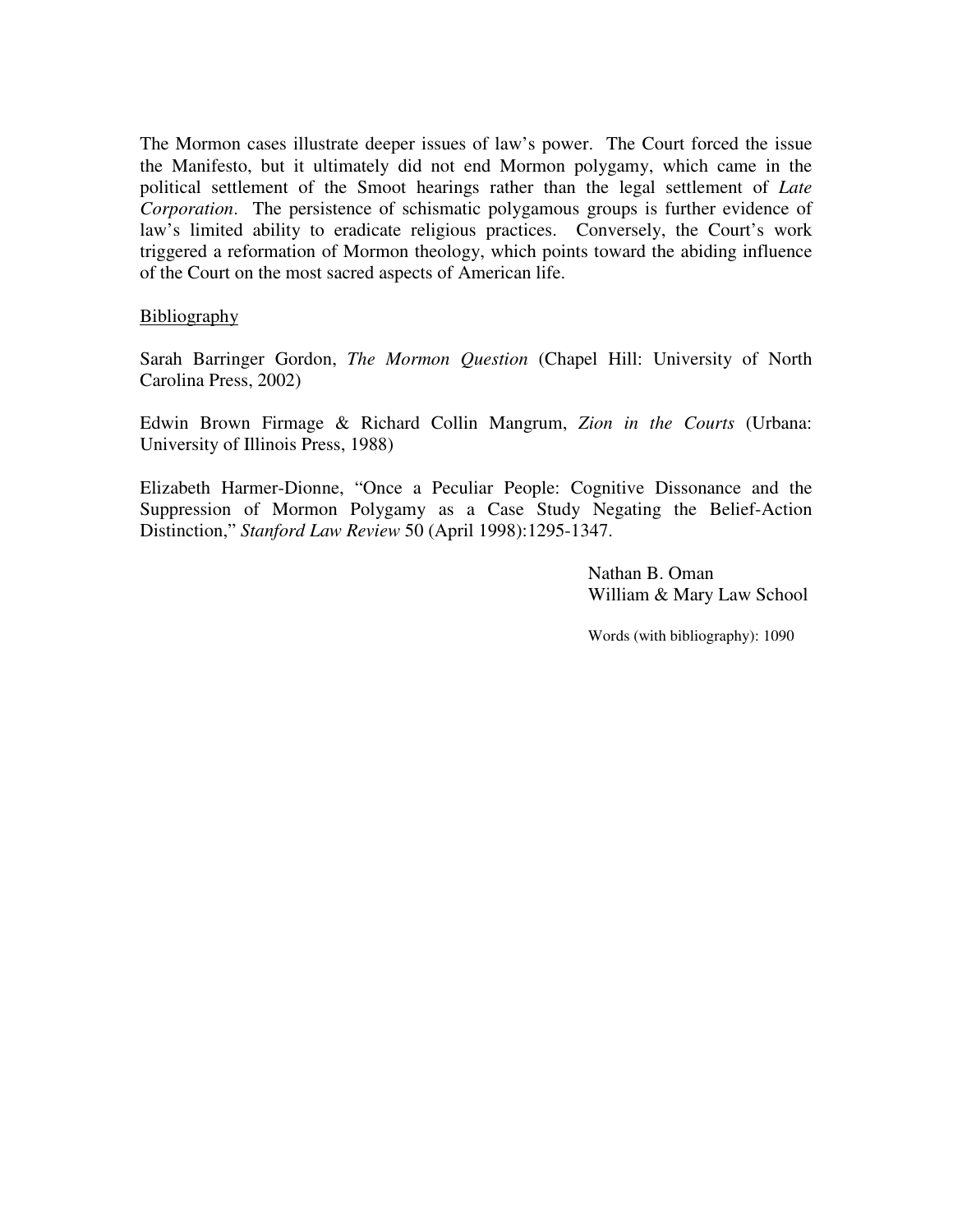The Mormon cases illustrate deeper issues of law's power. The Court forced the issue the Manifesto, but it ultimately did not end Mormon polygamy, which came in the political settlement of the Smoot hearings rather than the legal settlement of *Late Corporation*. The persistence of schismatic polygamous groups is further evidence of law's limited ability to eradicate religious practices. Conversely, the Court's work triggered a reformation of Mormon theology, which points toward the abiding influence of the Court on the most sacred aspects of American life.

Bibliography

Sarah Barringer Gordon, *The Mormon Question* (Chapel Hill: University of North Carolina Press, 2002)

Edwin Brown Firmage & Richard Collin Mangrum, *Zion in the Courts* (Urbana: University of Illinois Press, 1988)

Elizabeth Harmer-Dionne, "Once a Peculiar People: Cognitive Dissonance and the Suppression of Mormon Polygamy as a Case Study Negating the Belief-Action Distinction," *Stanford Law Review* 50 (April 1998):1295-1347.

Nathan B. Oman
William & Mary Law School

Words (with bibliography): 1090